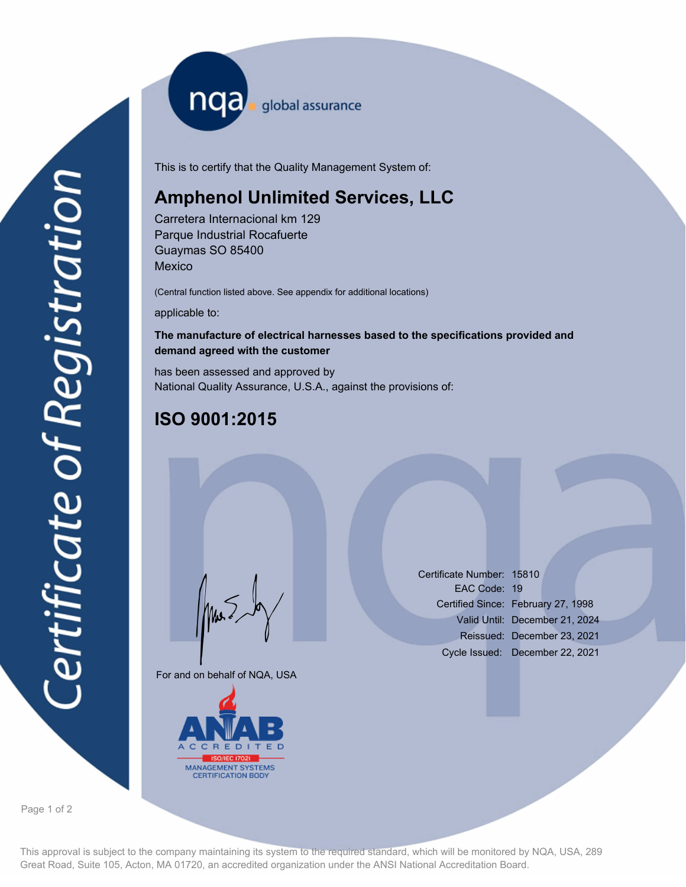# Certificate of Registration

nqa global assurance

This is to certify that the Quality Management System of:

## Amphenol Unlimited Services, LLC

Carretera Internacional km 129
Parque Industrial Rocafuerte
Guaymas SO 85400
Mexico

(Central function listed above. See appendix for additional locations)

applicable to:

**The manufacture of electrical harnesses based to the specifications provided and demand agreed with the customer**

has been assessed and approved by
National Quality Assurance, U.S.A., against the provisions of:

## ISO 9001:2015

For and on behalf of NQA, USA

| | |
|---|---|
| Certificate Number: | 15810 |
| EAC Code: | 19 |
| Certified Since: | February 27, 1998 |
| Valid Until: | December 21, 2024 |
| Reissued: | December 23, 2021 |
| Cycle Issued: | December 22, 2021 |

ANAB ACCREDITED
ISO/IEC 17021
MANAGEMENT SYSTEMS CERTIFICATION BODY

This approval is subject to the company maintaining its system to the required standard, which will be monitored by NQA, USA, 289 Great Road, Suite 105, Acton, MA 01720, an accredited organization under the ANSI National Accreditation Board.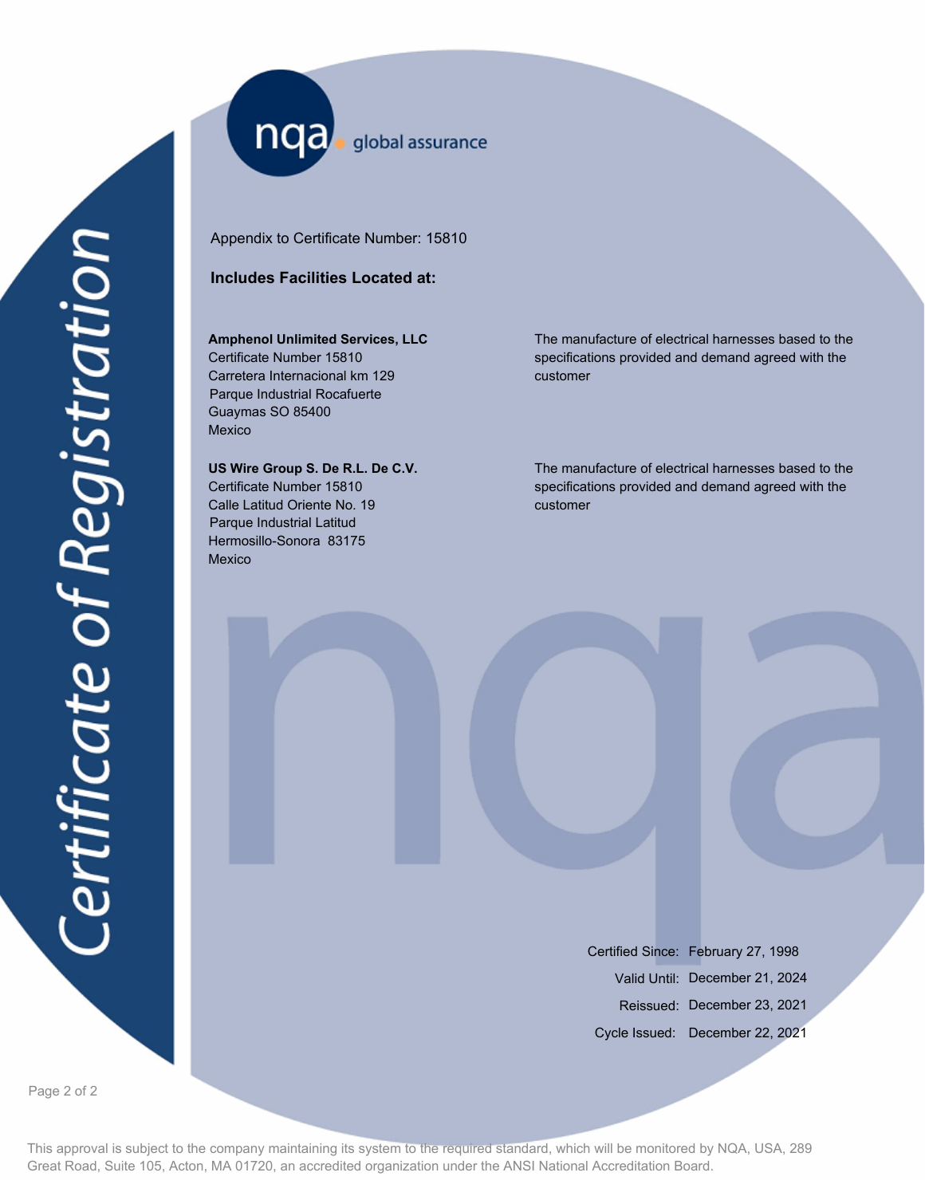Certificate of Registration

nqa global assurance

Appendix to Certificate Number: 15810

**Includes Facilities Located at:**

| | |
|---|---|
| **Amphenol Unlimited Services, LLC**<br>Certificate Number 15810<br>Carretera Internacional km 129<br>Parque Industrial Rocafuerte<br>Guaymas SO 85400<br>Mexico | The manufacture of electrical harnesses based to the specifications provided and demand agreed with the customer |
| **US Wire Group S. De R.L. De C.V.**<br>Certificate Number 15810<br>Calle Latitud Oriente No. 19<br>Parque Industrial Latitud<br>Hermosillo-Sonora 83175<br>Mexico | The manufacture of electrical harnesses based to the specifications provided and demand agreed with the customer |

Certified Since: February 27, 1998
Valid Until: December 21, 2024
Reissued: December 23, 2021
Cycle Issued: December 22, 2021

This approval is subject to the company maintaining its system to the required standard, which will be monitored by NQA, USA, 289 Great Road, Suite 105, Acton, MA 01720, an accredited organization under the ANSI National Accreditation Board.